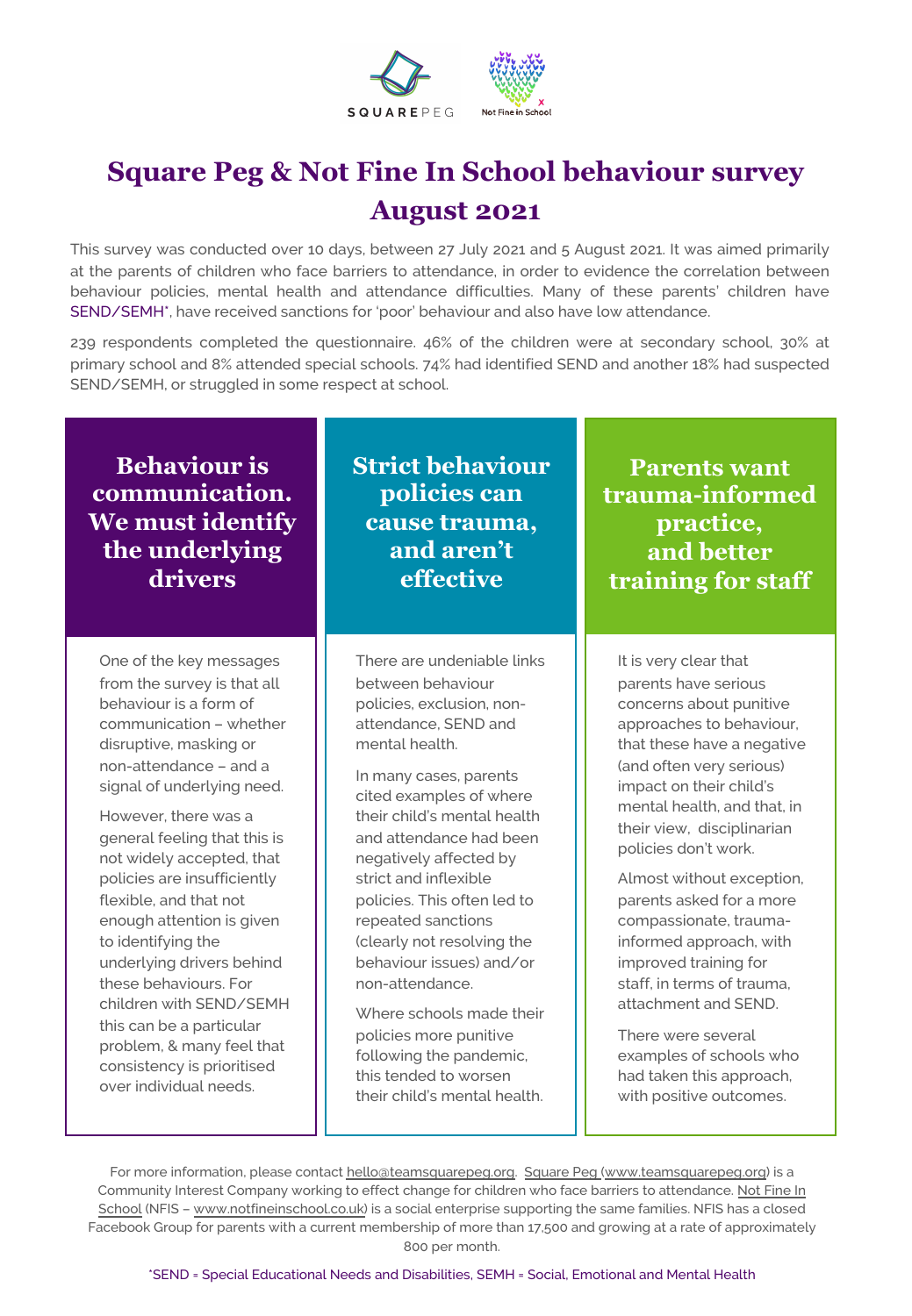# Square Peg & Not Fine In School behaviour survey August 2021

This survey was conducted over 10 days, between 27 July 2021 and 5 August 2021. It was aimed primarily at the parents of children who face barriers to attendance, in order to evidence the correlation between behaviour policies, mental health and attendance difficulties. Many of these parents' children have SEND/SEMH*, have received sanctions for 'poor' behaviour and also have low attendance.

239 respondents completed the questionnaire. 46% of the children were at secondary school, 30% at primary school and 8% attended special schools. 74% had identified SEND and another 18% had suspected SEND/SEMH, or struggled in some respect at school.

## Behaviour is communication. We must identify the underlying drivers

One of the key messages from the survey is that all behaviour is a form of communication – whether disruptive, masking or non-attendance – and a signal of underlying need.

However, there was a general feeling that this is not widely accepted, that policies are insufficiently flexible, and that not enough attention is given to identifying the underlying drivers behind these behaviours. For children with SEND/SEMH this can be a particular problem, & many feel that consistency is prioritised over individual needs.

## Strict behaviour policies can cause trauma, and aren't effective

There are undeniable links between behaviour policies, exclusion, non-attendance, SEND and mental health.

In many cases, parents cited examples of where their child's mental health and attendance had been negatively affected by strict and inflexible policies. This often led to repeated sanctions (clearly not resolving the behaviour issues) and/or non-attendance.

Where schools made their policies more punitive following the pandemic, this tended to worsen their child's mental health.

## Parents want trauma-informed practice, and better training for staff

It is very clear that parents have serious concerns about punitive approaches to behaviour, that these have a negative (and often very serious) impact on their child's mental health, and that, in their view, disciplinarian policies don't work.

Almost without exception, parents asked for a more compassionate, trauma-informed approach, with improved training for staff, in terms of trauma, attachment and SEND.

There were several examples of schools who had taken this approach, with positive outcomes.

For more information, please contact hello@teamsquarepeg.org. Square Peg (www.teamsquarepeg.org) is a Community Interest Company working to effect change for children who face barriers to attendance. Not Fine In School (NFIS – www.notfineinschool.co.uk) is a social enterprise supporting the same families. NFIS has a closed Facebook Group for parents with a current membership of more than 17,500 and growing at a rate of approximately 800 per month.

*SEND = Special Educational Needs and Disabilities, SEMH = Social, Emotional and Mental Health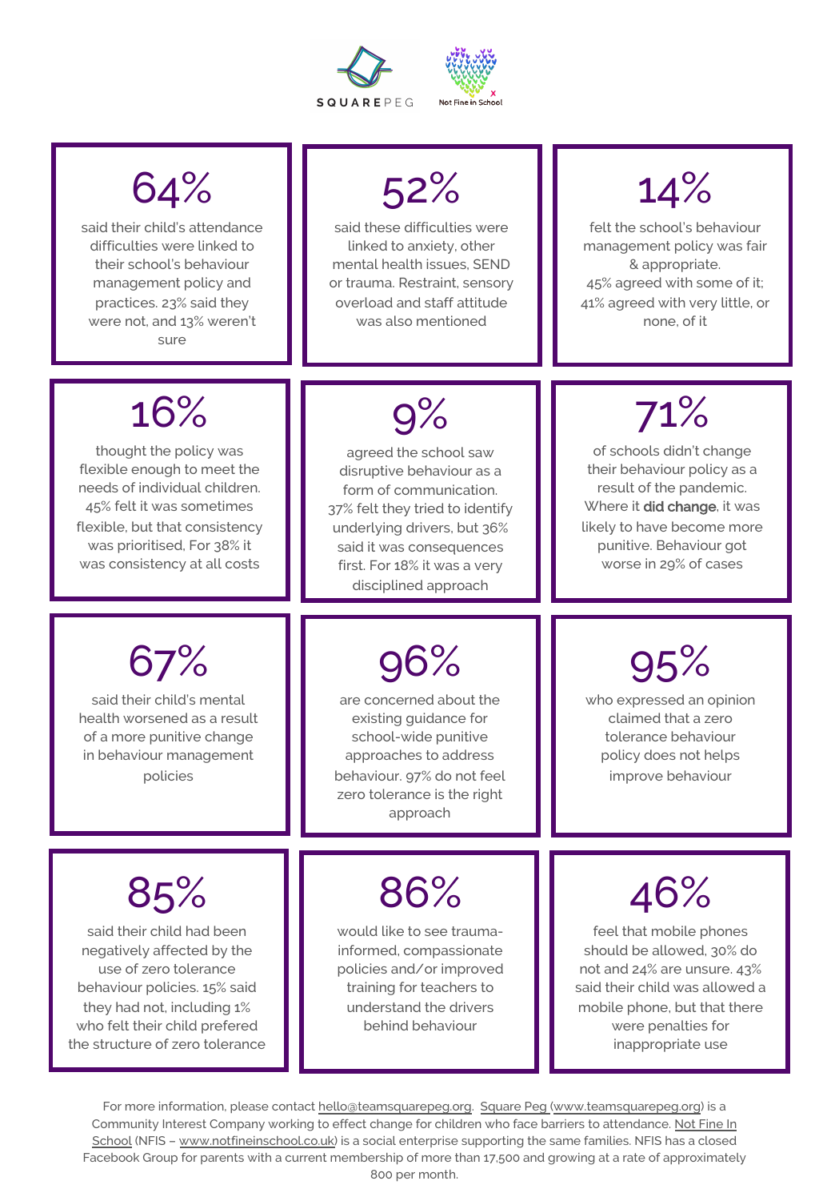SQUAREPEG

Not Fine in School

## 64%

said their child's attendance difficulties were linked to their school's behaviour management policy and practices. 23% said they were not, and 13% weren't sure

## 52%

said these difficulties were linked to anxiety, other mental health issues, SEND or trauma. Restraint, sensory overload and staff attitude was also mentioned

## 14%

felt the school's behaviour management policy was fair & appropriate.
45% agreed with some of it; 41% agreed with very little, or none, of it

## 16%

thought the policy was flexible enough to meet the needs of individual children. 45% felt it was sometimes flexible, but that consistency was prioritised, For 38% it was consistency at all costs

## 9%

agreed the school saw disruptive behaviour as a form of communication. 37% felt they tried to identify underlying drivers, but 36% said it was consequences first. For 18% it was a very disciplined approach

## 71%

of schools didn't change their behaviour policy as a result of the pandemic. Where it **did change**, it was likely to have become more punitive. Behaviour got worse in 29% of cases

## 67%

said their child's mental health worsened as a result of a more punitive change in behaviour management policies

## 96%

are concerned about the existing guidance for school-wide punitive approaches to address behaviour. 97% do not feel zero tolerance is the right approach

## 95%

who expressed an opinion claimed that a zero tolerance behaviour policy does not helps improve behaviour

## 85%

said their child had been negatively affected by the use of zero tolerance behaviour policies. 15% said they had not, including 1% who felt their child prefered the structure of zero tolerance

## 86%

would like to see trauma-informed, compassionate policies and/or improved training for teachers to understand the drivers behind behaviour

## 46%

feel that mobile phones should be allowed, 30% do not and 24% are unsure. 43% said their child was allowed a mobile phone, but that there were penalties for inappropriate use

For more information, please contact hello@teamsquarepeg.org. Square Peg (www.teamsquarepeg.org) is a Community Interest Company working to effect change for children who face barriers to attendance. Not Fine In School (NFIS – www.notfineinschool.co.uk) is a social enterprise supporting the same families. NFIS has a closed Facebook Group for parents with a current membership of more than 17,500 and growing at a rate of approximately 800 per month.